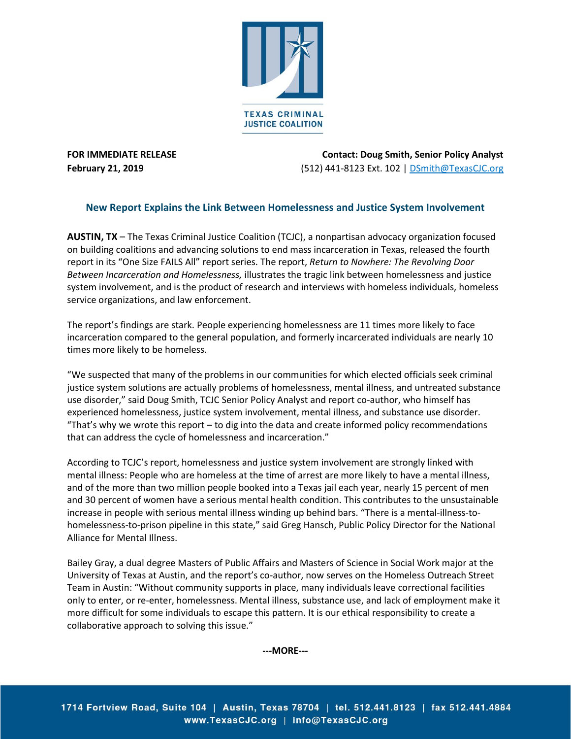TEXAS CRIMINAL JUSTICE COALITION

**FOR IMMEDIATE RELEASE**
**February 21, 2019**

**Contact: Doug Smith, Senior Policy Analyst**
(512) 441-8123 Ext. 102 | DSmith@TexasCJC.org

## New Report Explains the Link Between Homelessness and Justice System Involvement

**AUSTIN, TX** – The Texas Criminal Justice Coalition (TCJC), a nonpartisan advocacy organization focused on building coalitions and advancing solutions to end mass incarceration in Texas, released the fourth report in its "One Size FAILS All" report series. The report, *Return to Nowhere: The Revolving Door Between Incarceration and Homelessness,* illustrates the tragic link between homelessness and justice system involvement, and is the product of research and interviews with homeless individuals, homeless service organizations, and law enforcement.

The report's findings are stark. People experiencing homelessness are 11 times more likely to face incarceration compared to the general population, and formerly incarcerated individuals are nearly 10 times more likely to be homeless.

"We suspected that many of the problems in our communities for which elected officials seek criminal justice system solutions are actually problems of homelessness, mental illness, and untreated substance use disorder," said Doug Smith, TCJC Senior Policy Analyst and report co-author, who himself has experienced homelessness, justice system involvement, mental illness, and substance use disorder. "That's why we wrote this report – to dig into the data and create informed policy recommendations that can address the cycle of homelessness and incarceration."

According to TCJC's report, homelessness and justice system involvement are strongly linked with mental illness: People who are homeless at the time of arrest are more likely to have a mental illness, and of the more than two million people booked into a Texas jail each year, nearly 15 percent of men and 30 percent of women have a serious mental health condition. This contributes to the unsustainable increase in people with serious mental illness winding up behind bars. "There is a mental-illness-to-homelessness-to-prison pipeline in this state," said Greg Hansch, Public Policy Director for the National Alliance for Mental Illness.

Bailey Gray, a dual degree Masters of Public Affairs and Masters of Science in Social Work major at the University of Texas at Austin, and the report's co-author, now serves on the Homeless Outreach Street Team in Austin: "Without community supports in place, many individuals leave correctional facilities only to enter, or re-enter, homelessness. Mental illness, substance use, and lack of employment make it more difficult for some individuals to escape this pattern. It is our ethical responsibility to create a collaborative approach to solving this issue."

**---MORE---**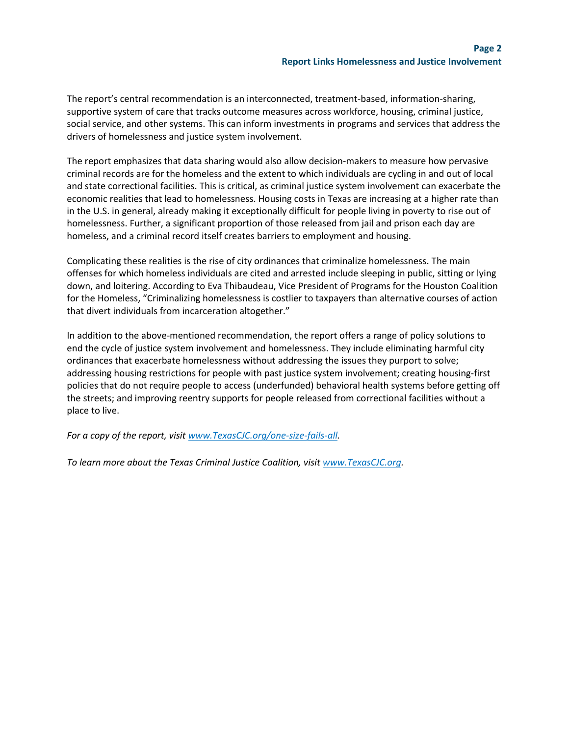The report's central recommendation is an interconnected, treatment-based, information-sharing, supportive system of care that tracks outcome measures across workforce, housing, criminal justice, social service, and other systems. This can inform investments in programs and services that address the drivers of homelessness and justice system involvement.

The report emphasizes that data sharing would also allow decision-makers to measure how pervasive criminal records are for the homeless and the extent to which individuals are cycling in and out of local and state correctional facilities. This is critical, as criminal justice system involvement can exacerbate the economic realities that lead to homelessness. Housing costs in Texas are increasing at a higher rate than in the U.S. in general, already making it exceptionally difficult for people living in poverty to rise out of homelessness. Further, a significant proportion of those released from jail and prison each day are homeless, and a criminal record itself creates barriers to employment and housing.

Complicating these realities is the rise of city ordinances that criminalize homelessness. The main offenses for which homeless individuals are cited and arrested include sleeping in public, sitting or lying down, and loitering. According to Eva Thibaudeau, Vice President of Programs for the Houston Coalition for the Homeless, "Criminalizing homelessness is costlier to taxpayers than alternative courses of action that divert individuals from incarceration altogether."

In addition to the above-mentioned recommendation, the report offers a range of policy solutions to end the cycle of justice system involvement and homelessness. They include eliminating harmful city ordinances that exacerbate homelessness without addressing the issues they purport to solve; addressing housing restrictions for people with past justice system involvement; creating housing-first policies that do not require people to access (underfunded) behavioral health systems before getting off the streets; and improving reentry supports for people released from correctional facilities without a place to live.

*For a copy of the report, visit [www.TexasCJC.org/one-size-fails-all](www.TexasCJC.org/one-size-fails-all).*

*To learn more about the Texas Criminal Justice Coalition, visit [www.TexasCJC.org](www.TexasCJC.org).*